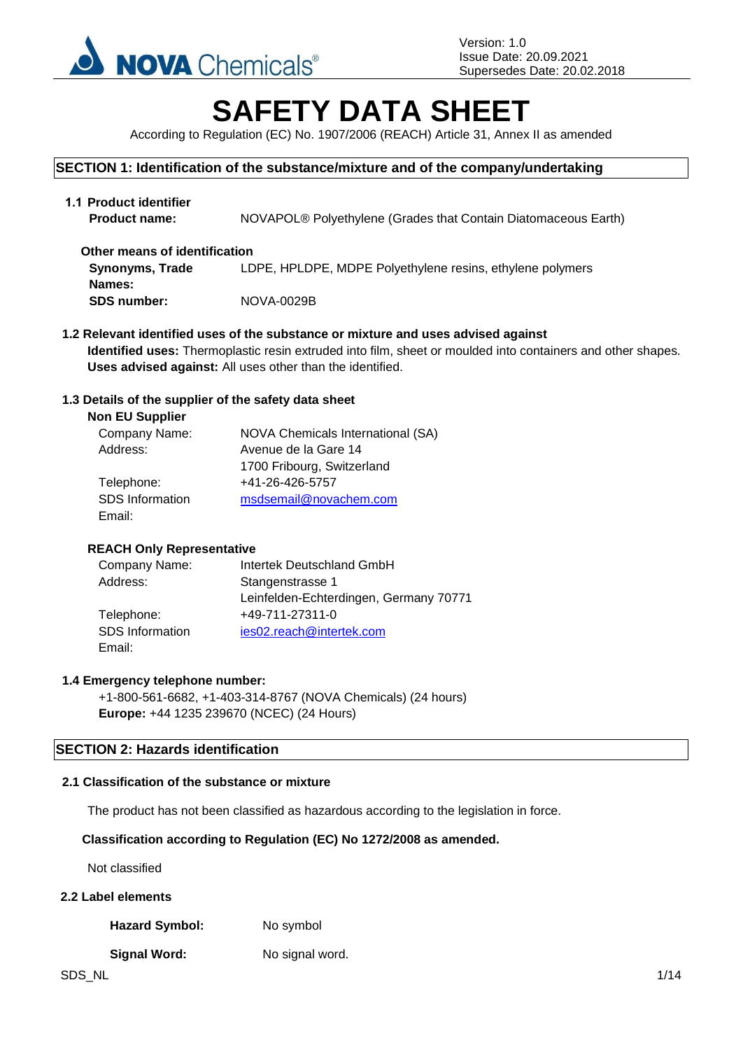Version: 1.0
Issue Date: 20.09.2021
Supersedes Date: 20.02.2018

# SAFETY DATA SHEET

According to Regulation (EC) No. 1907/2006 (REACH) Article 31, Annex II as amended

## SECTION 1: Identification of the substance/mixture and of the company/undertaking

### 1.1 Product identifier

**Product name:** NOVAPOL® Polyethylene (Grades that Contain Diatomaceous Earth)

**Other means of identification**

**Synonyms, Trade Names:** LDPE, HPLDPE, MDPE Polyethylene resins, ethylene polymers

**SDS number:** NOVA-0029B

### 1.2 Relevant identified uses of the substance or mixture and uses advised against

**Identified uses:** Thermoplastic resin extruded into film, sheet or moulded into containers and other shapes.
**Uses advised against:** All uses other than the identified.

### 1.3 Details of the supplier of the safety data sheet

**Non EU Supplier**

| | |
|---|---|
| Company Name: | NOVA Chemicals International (SA) |
| Address: | Avenue de la Gare 14<br>1700 Fribourg, Switzerland |
| Telephone: | +41-26-426-5757 |
| SDS Information Email: | msdsemail@novachem.com |

**REACH Only Representative**

| | |
|---|---|
| Company Name: | Intertek Deutschland GmbH |
| Address: | Stangenstrasse 1<br>Leinfelden-Echterdingen, Germany 70771 |
| Telephone: | +49-711-27311-0 |
| SDS Information Email: | ies02.reach@intertek.com |

### 1.4 Emergency telephone number:

+1-800-561-6682, +1-403-314-8767 (NOVA Chemicals) (24 hours)
**Europe:** +44 1235 239670 (NCEC) (24 Hours)

## SECTION 2: Hazards identification

### 2.1 Classification of the substance or mixture

The product has not been classified as hazardous according to the legislation in force.

**Classification according to Regulation (EC) No 1272/2008 as amended.**

Not classified

### 2.2 Label elements

**Hazard Symbol:** No symbol

**Signal Word:** No signal word.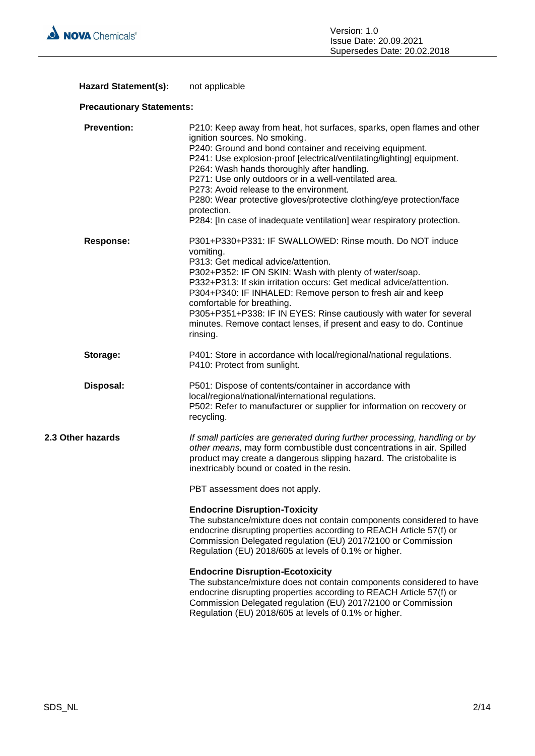**Hazard Statement(s):** not applicable

**Precautionary Statements:**

**Prevention:**

P210: Keep away from heat, hot surfaces, sparks, open flames and other ignition sources. No smoking.
P240: Ground and bond container and receiving equipment.
P241: Use explosion-proof [electrical/ventilating/lighting] equipment.
P264: Wash hands thoroughly after handling.
P271: Use only outdoors or in a well-ventilated area.
P273: Avoid release to the environment.
P280: Wear protective gloves/protective clothing/eye protection/face protection.
P284: [In case of inadequate ventilation] wear respiratory protection.

**Response:**

P301+P330+P331: IF SWALLOWED: Rinse mouth. Do NOT induce vomiting.
P313: Get medical advice/attention.
P302+P352: IF ON SKIN: Wash with plenty of water/soap.
P332+P313: If skin irritation occurs: Get medical advice/attention.
P304+P340: IF INHALED: Remove person to fresh air and keep comfortable for breathing.
P305+P351+P338: IF IN EYES: Rinse cautiously with water for several minutes. Remove contact lenses, if present and easy to do. Continue rinsing.

**Storage:**

P401: Store in accordance with local/regional/national regulations.
P410: Protect from sunlight.

**Disposal:**

P501: Dispose of contents/container in accordance with local/regional/national/international regulations.
P502: Refer to manufacturer or supplier for information on recovery or recycling.

**2.3 Other hazards**

*If small particles are generated during further processing, handling or by other means,* may form combustible dust concentrations in air. Spilled product may create a dangerous slipping hazard. The cristobalite is inextricably bound or coated in the resin.

PBT assessment does not apply.

**Endocrine Disruption-Toxicity**
The substance/mixture does not contain components considered to have endocrine disrupting properties according to REACH Article 57(f) or Commission Delegated regulation (EU) 2017/2100 or Commission Regulation (EU) 2018/605 at levels of 0.1% or higher.

**Endocrine Disruption-Ecotoxicity**
The substance/mixture does not contain components considered to have endocrine disrupting properties according to REACH Article 57(f) or Commission Delegated regulation (EU) 2017/2100 or Commission Regulation (EU) 2018/605 at levels of 0.1% or higher.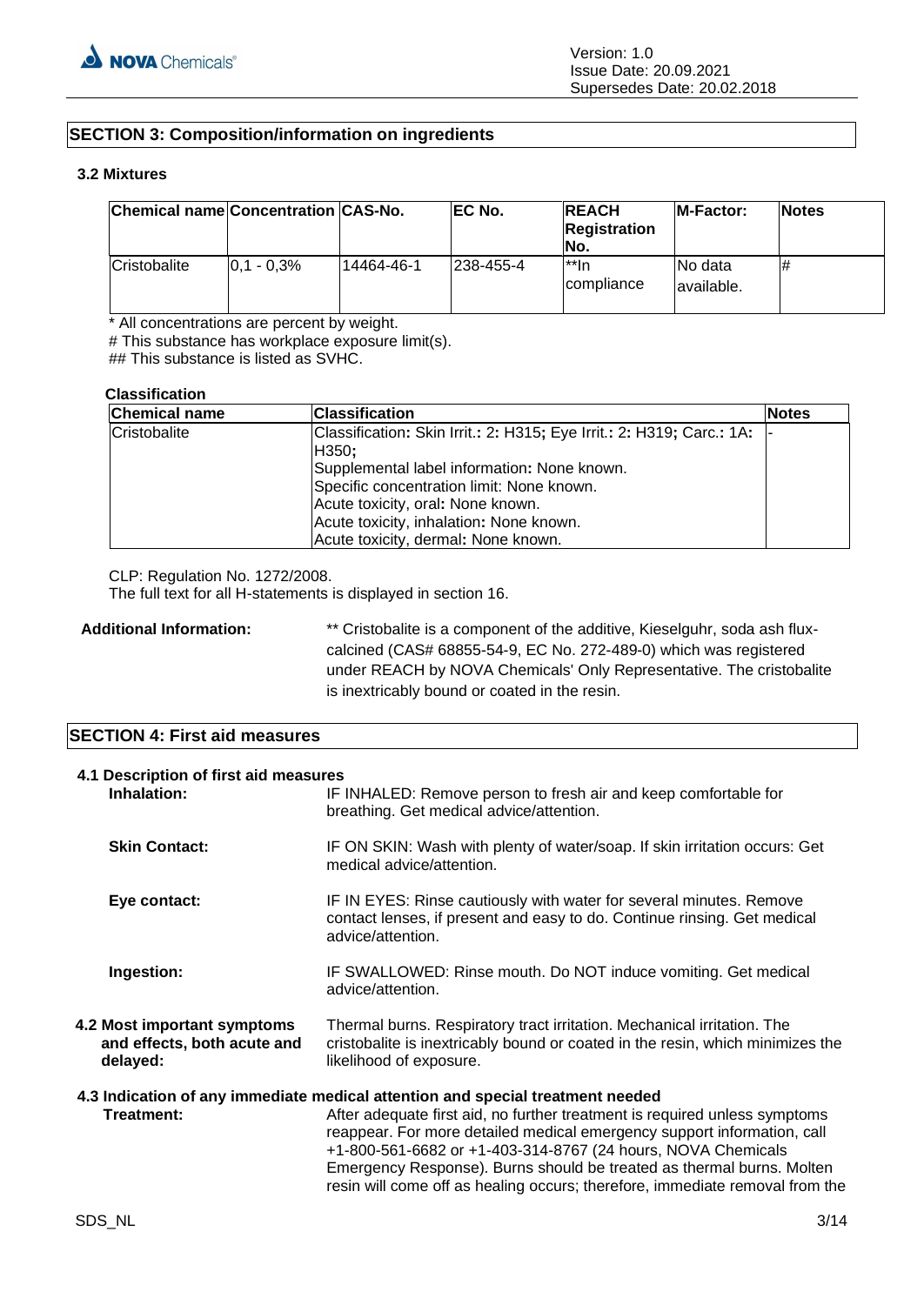## SECTION 3: Composition/information on ingredients

### 3.2 Mixtures

| Chemical name | Concentration | CAS-No. | EC No. | REACH Registration No. | M-Factor: | Notes |
|---|---|---|---|---|---|---|
| Cristobalite | 0,1 - 0,3% | 14464-46-1 | 238-455-4 | **In compliance | No data available. | # |

* All concentrations are percent by weight.
# This substance has workplace exposure limit(s).
## This substance is listed as SVHC.

**Classification**

| Chemical name | Classification | Notes |
|---|---|---|
| Cristobalite | Classification: Skin Irrit.: 2: H315; Eye Irrit.: 2: H319; Carc.: 1A: H350;<br>Supplemental label information: None known.<br>Specific concentration limit: None known.<br>Acute toxicity, oral: None known.<br>Acute toxicity, inhalation: None known.<br>Acute toxicity, dermal: None known. | - |

CLP: Regulation No. 1272/2008.
The full text for all H-statements is displayed in section 16.

**Additional Information:** ** Cristobalite is a component of the additive, Kieselguhr, soda ash flux-calcined (CAS# 68855-54-9, EC No. 272-489-0) which was registered under REACH by NOVA Chemicals' Only Representative. The cristobalite is inextricably bound or coated in the resin.

## SECTION 4: First aid measures

### 4.1 Description of first aid measures

**Inhalation:** IF INHALED: Remove person to fresh air and keep comfortable for breathing. Get medical advice/attention.

**Skin Contact:** IF ON SKIN: Wash with plenty of water/soap. If skin irritation occurs: Get medical advice/attention.

**Eye contact:** IF IN EYES: Rinse cautiously with water for several minutes. Remove contact lenses, if present and easy to do. Continue rinsing. Get medical advice/attention.

**Ingestion:** IF SWALLOWED: Rinse mouth. Do NOT induce vomiting. Get medical advice/attention.

**4.2 Most important symptoms and effects, both acute and delayed:** Thermal burns. Respiratory tract irritation. Mechanical irritation. The cristobalite is inextricably bound or coated in the resin, which minimizes the likelihood of exposure.

### 4.3 Indication of any immediate medical attention and special treatment needed

**Treatment:** After adequate first aid, no further treatment is required unless symptoms reappear. For more detailed medical emergency support information, call +1-800-561-6682 or +1-403-314-8767 (24 hours, NOVA Chemicals Emergency Response). Burns should be treated as thermal burns. Molten resin will come off as healing occurs; therefore, immediate removal from the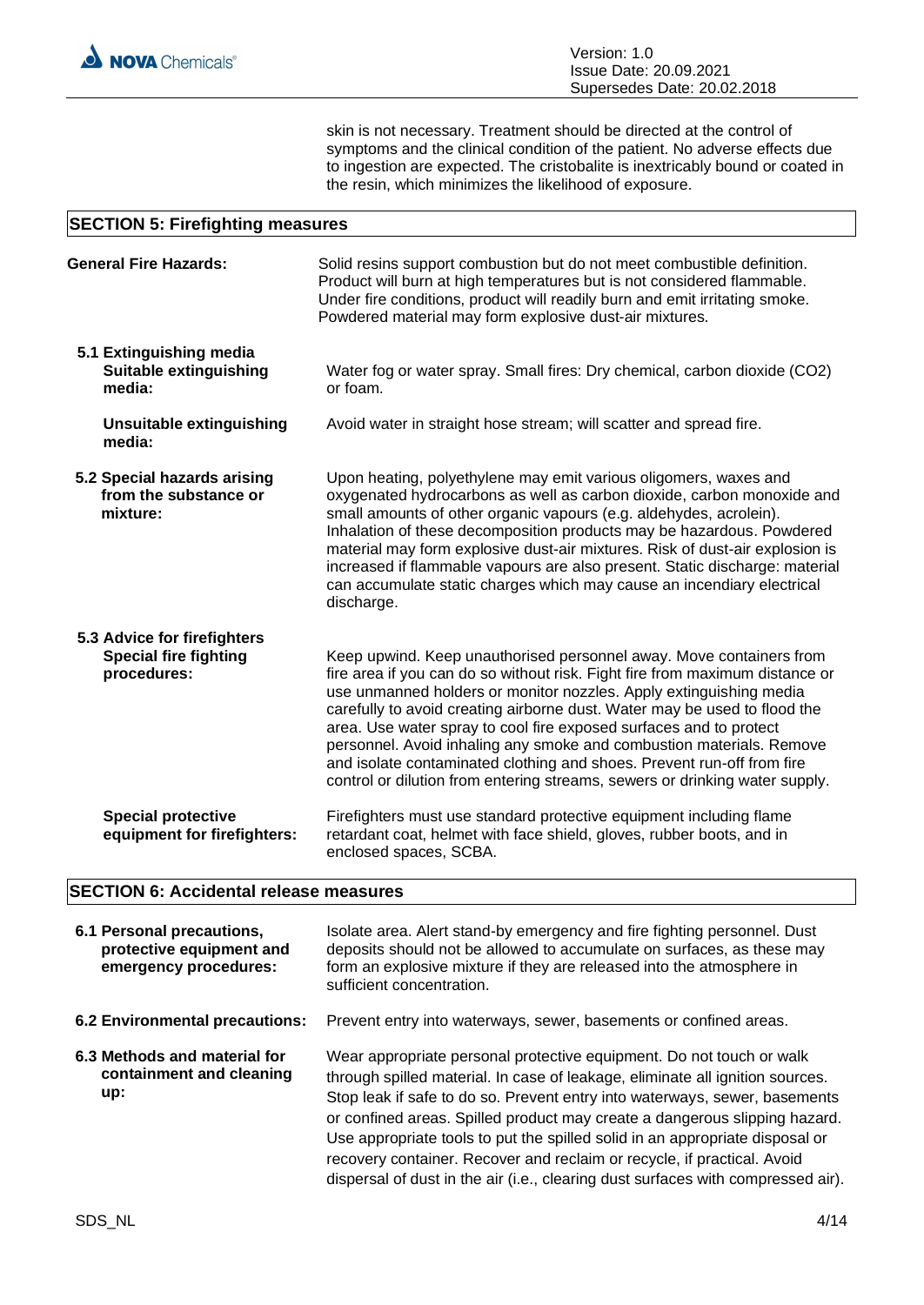skin is not necessary. Treatment should be directed at the control of symptoms and the clinical condition of the patient. No adverse effects due to ingestion are expected. The cristobalite is inextricably bound or coated in the resin, which minimizes the likelihood of exposure.

## SECTION 5: Firefighting measures

**General Fire Hazards:** Solid resins support combustion but do not meet combustible definition. Product will burn at high temperatures but is not considered flammable. Under fire conditions, product will readily burn and emit irritating smoke. Powdered material may form explosive dust-air mixtures.

### 5.1 Extinguishing media

**Suitable extinguishing media:** Water fog or water spray. Small fires: Dry chemical, carbon dioxide ($CO_2$) or foam.

**Unsuitable extinguishing media:** Avoid water in straight hose stream; will scatter and spread fire.

### 5.2 Special hazards arising from the substance or mixture:

Upon heating, polyethylene may emit various oligomers, waxes and oxygenated hydrocarbons as well as carbon dioxide, carbon monoxide and small amounts of other organic vapours (e.g. aldehydes, acrolein). Inhalation of these decomposition products may be hazardous. Powdered material may form explosive dust-air mixtures. Risk of dust-air explosion is increased if flammable vapours are also present. Static discharge: material can accumulate static charges which may cause an incendiary electrical discharge.

### 5.3 Advice for firefighters

**Special fire fighting procedures:** Keep upwind. Keep unauthorised personnel away. Move containers from fire area if you can do so without risk. Fight fire from maximum distance or use unmanned holders or monitor nozzles. Apply extinguishing media carefully to avoid creating airborne dust. Water may be used to flood the area. Use water spray to cool fire exposed surfaces and to protect personnel. Avoid inhaling any smoke and combustion materials. Remove and isolate contaminated clothing and shoes. Prevent run-off from fire control or dilution from entering streams, sewers or drinking water supply.

**Special protective equipment for firefighters:** Firefighters must use standard protective equipment including flame retardant coat, helmet with face shield, gloves, rubber boots, and in enclosed spaces, SCBA.

## SECTION 6: Accidental release measures

**6.1 Personal precautions, protective equipment and emergency procedures:** Isolate area. Alert stand-by emergency and fire fighting personnel. Dust deposits should not be allowed to accumulate on surfaces, as these may form an explosive mixture if they are released into the atmosphere in sufficient concentration.

**6.2 Environmental precautions:** Prevent entry into waterways, sewer, basements or confined areas.

**6.3 Methods and material for containment and cleaning up:** Wear appropriate personal protective equipment. Do not touch or walk through spilled material. In case of leakage, eliminate all ignition sources. Stop leak if safe to do so. Prevent entry into waterways, sewer, basements or confined areas. Spilled product may create a dangerous slipping hazard. Use appropriate tools to put the spilled solid in an appropriate disposal or recovery container. Recover and reclaim or recycle, if practical. Avoid dispersal of dust in the air (i.e., clearing dust surfaces with compressed air).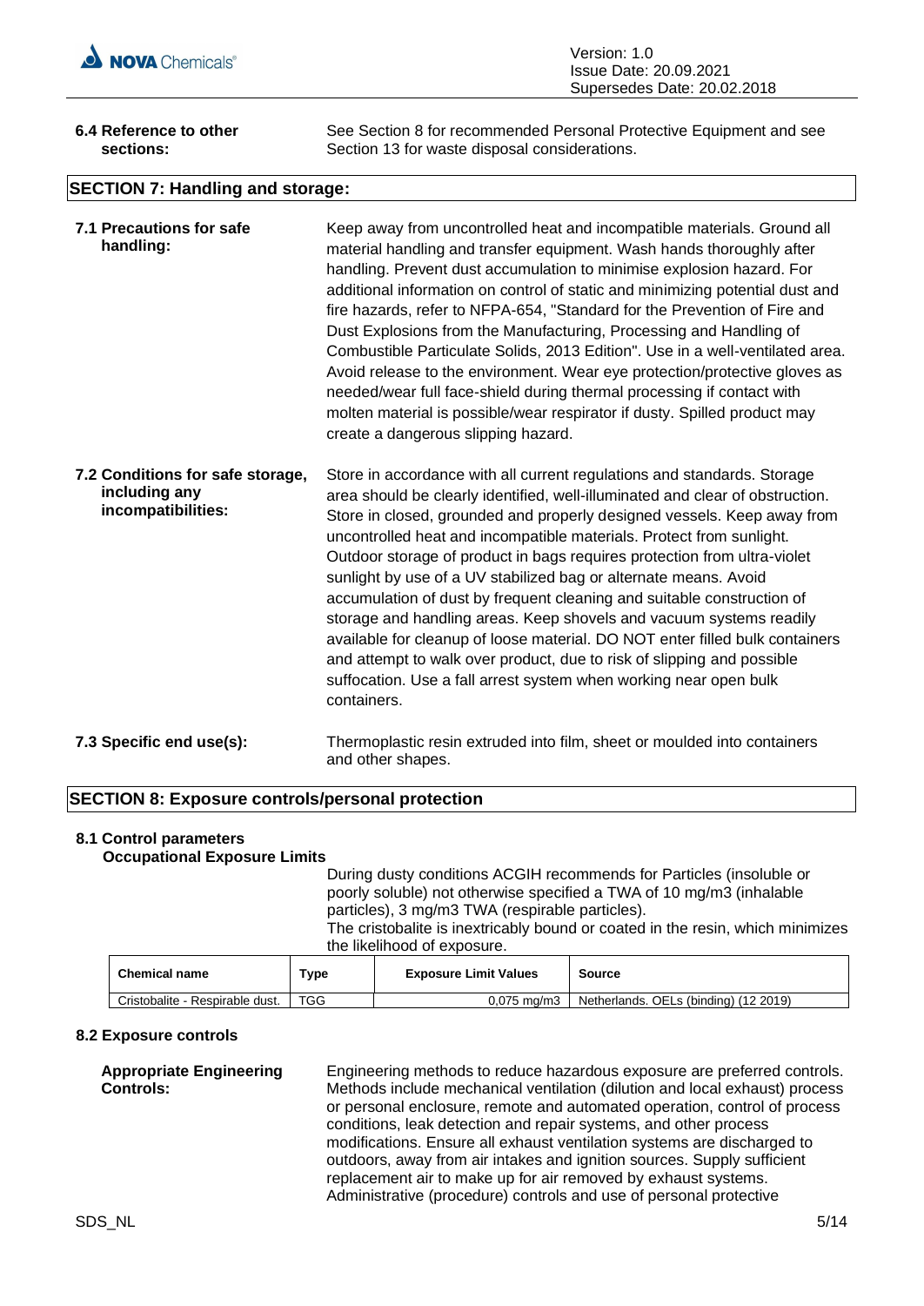**6.4 Reference to other sections:** See Section 8 for recommended Personal Protective Equipment and see Section 13 for waste disposal considerations.

## SECTION 7: Handling and storage:

**7.1 Precautions for safe handling:** Keep away from uncontrolled heat and incompatible materials. Ground all material handling and transfer equipment. Wash hands thoroughly after handling. Prevent dust accumulation to minimise explosion hazard. For additional information on control of static and minimizing potential dust and fire hazards, refer to NFPA-654, "Standard for the Prevention of Fire and Dust Explosions from the Manufacturing, Processing and Handling of Combustible Particulate Solids, 2013 Edition". Use in a well-ventilated area. Avoid release to the environment. Wear eye protection/protective gloves as needed/wear full face-shield during thermal processing if contact with molten material is possible/wear respirator if dusty. Spilled product may create a dangerous slipping hazard.

**7.2 Conditions for safe storage, including any incompatibilities:** Store in accordance with all current regulations and standards. Storage area should be clearly identified, well-illuminated and clear of obstruction. Store in closed, grounded and properly designed vessels. Keep away from uncontrolled heat and incompatible materials. Protect from sunlight. Outdoor storage of product in bags requires protection from ultra-violet sunlight by use of a UV stabilized bag or alternate means. Avoid accumulation of dust by frequent cleaning and suitable construction of storage and handling areas. Keep shovels and vacuum systems readily available for cleanup of loose material. DO NOT enter filled bulk containers and attempt to walk over product, due to risk of slipping and possible suffocation. Use a fall arrest system when working near open bulk containers.

**7.3 Specific end use(s):** Thermoplastic resin extruded into film, sheet or moulded into containers and other shapes.

## SECTION 8: Exposure controls/personal protection

### 8.1 Control parameters

**Occupational Exposure Limits**

During dusty conditions ACGIH recommends for Particles (insoluble or poorly soluble) not otherwise specified a TWA of 10 mg/m3 (inhalable particles), 3 mg/m3 TWA (respirable particles).
The cristobalite is inextricably bound or coated in the resin, which minimizes the likelihood of exposure.

| Chemical name | Type | Exposure Limit Values | Source |
|---|---|---|---|
| Cristobalite - Respirable dust. | TGG | 0,075 mg/m3 | Netherlands. OELs (binding) (12 2019) |

### 8.2 Exposure controls

**Appropriate Engineering Controls:** Engineering methods to reduce hazardous exposure are preferred controls. Methods include mechanical ventilation (dilution and local exhaust) process or personal enclosure, remote and automated operation, control of process conditions, leak detection and repair systems, and other process modifications. Ensure all exhaust ventilation systems are discharged to outdoors, away from air intakes and ignition sources. Supply sufficient replacement air to make up for air removed by exhaust systems. Administrative (procedure) controls and use of personal protective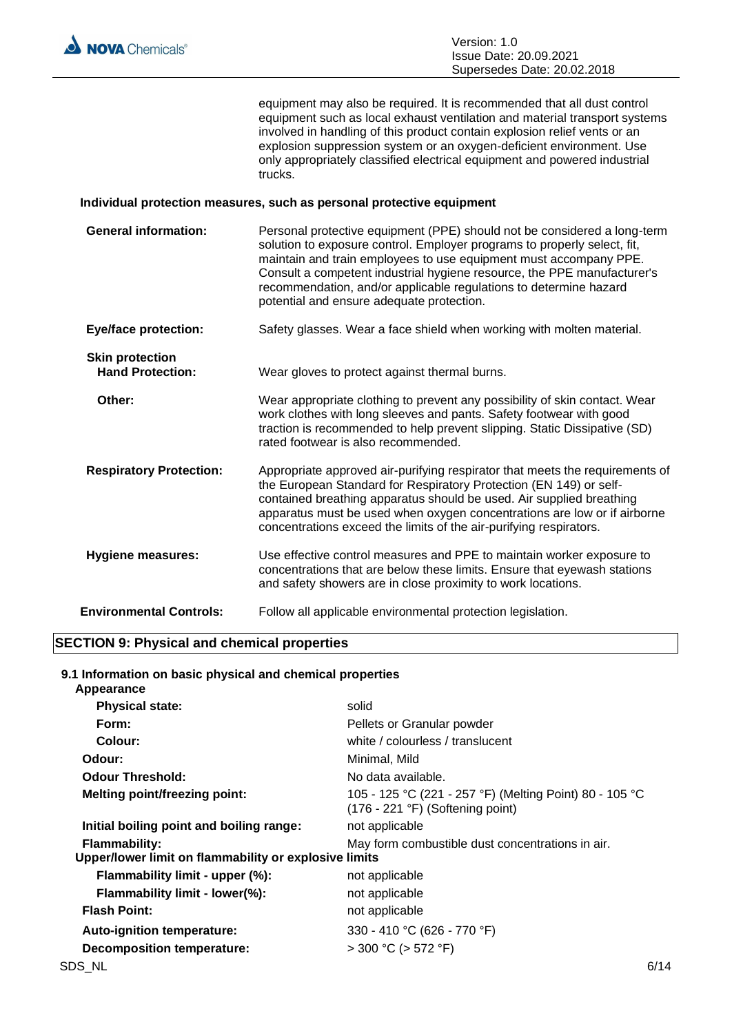equipment may also be required. It is recommended that all dust control equipment such as local exhaust ventilation and material transport systems involved in handling of this product contain explosion relief vents or an explosion suppression system or an oxygen-deficient environment. Use only appropriately classified electrical equipment and powered industrial trucks.

**Individual protection measures, such as personal protective equipment**

**General information:** Personal protective equipment (PPE) should not be considered a long-term solution to exposure control. Employer programs to properly select, fit, maintain and train employees to use equipment must accompany PPE. Consult a competent industrial hygiene resource, the PPE manufacturer's recommendation, and/or applicable regulations to determine hazard potential and ensure adequate protection.

**Eye/face protection:** Safety glasses. Wear a face shield when working with molten material.

**Skin protection**

**Hand Protection:** Wear gloves to protect against thermal burns.

**Other:** Wear appropriate clothing to prevent any possibility of skin contact. Wear work clothes with long sleeves and pants. Safety footwear with good traction is recommended to help prevent slipping. Static Dissipative (SD) rated footwear is also recommended.

**Respiratory Protection:** Appropriate approved air-purifying respirator that meets the requirements of the European Standard for Respiratory Protection (EN 149) or self-contained breathing apparatus should be used. Air supplied breathing apparatus must be used when oxygen concentrations are low or if airborne concentrations exceed the limits of the air-purifying respirators.

**Hygiene measures:** Use effective control measures and PPE to maintain worker exposure to concentrations that are below these limits. Ensure that eyewash stations and safety showers are in close proximity to work locations.

**Environmental Controls:** Follow all applicable environmental protection legislation.

## SECTION 9: Physical and chemical properties

### 9.1 Information on basic physical and chemical properties

**Appearance**

| | |
|---|---|
| **Physical state:** | solid |
| **Form:** | Pellets or Granular powder |
| **Colour:** | white / colourless / translucent |
| **Odour:** | Minimal, Mild |
| **Odour Threshold:** | No data available. |
| **Melting point/freezing point:** | 105 - 125 °C (221 - 257 °F) (Melting Point) 80 - 105 °C (176 - 221 °F) (Softening point) |
| **Initial boiling point and boiling range:** | not applicable |
| **Flammability:** | May form combustible dust concentrations in air. |
| **Upper/lower limit on flammability or explosive limits** | |
| **Flammability limit - upper (%):** | not applicable |
| **Flammability limit - lower(%):** | not applicable |
| **Flash Point:** | not applicable |
| **Auto-ignition temperature:** | 330 - 410 °C (626 - 770 °F) |
| **Decomposition temperature:** | > 300 °C (> 572 °F) |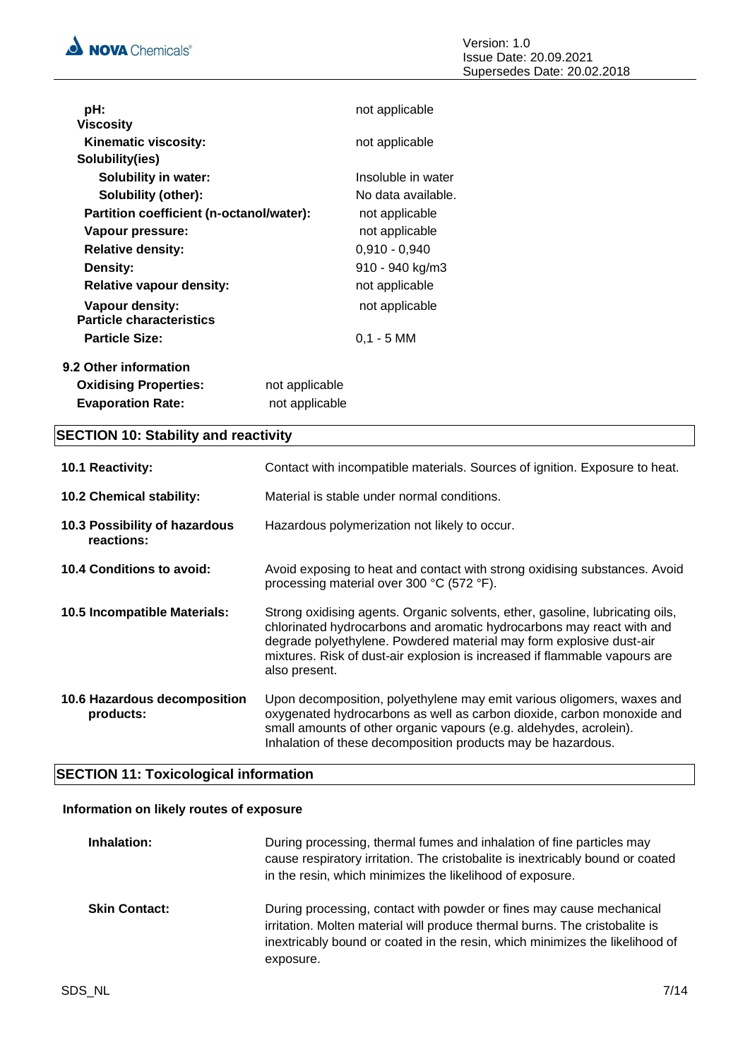| | |
|---|---|
| **pH:** | not applicable |
| **Viscosity** | |
| **Kinematic viscosity:** | not applicable |
| **Solubility(ies)** | |
| **Solubility in water:** | Insoluble in water |
| **Solubility (other):** | No data available. |
| **Partition coefficient (n-octanol/water):** | not applicable |
| **Vapour pressure:** | not applicable |
| **Relative density:** | 0,910 - 0,940 |
| **Density:** | 910 - 940 kg/m3 |
| **Relative vapour density:** | not applicable |
| **Vapour density:** | not applicable |
| **Particle characteristics** | |
| **Particle Size:** | 0,1 - 5 MM |

**9.2 Other information**

| | |
|---|---|
| **Oxidising Properties:** | not applicable |
| **Evaporation Rate:** | not applicable |

## SECTION 10: Stability and reactivity

**10.1 Reactivity:** Contact with incompatible materials. Sources of ignition. Exposure to heat.

**10.2 Chemical stability:** Material is stable under normal conditions.

**10.3 Possibility of hazardous reactions:** Hazardous polymerization not likely to occur.

**10.4 Conditions to avoid:** Avoid exposing to heat and contact with strong oxidising substances. Avoid processing material over 300 °C (572 °F).

**10.5 Incompatible Materials:** Strong oxidising agents. Organic solvents, ether, gasoline, lubricating oils, chlorinated hydrocarbons and aromatic hydrocarbons may react with and degrade polyethylene. Powdered material may form explosive dust-air mixtures. Risk of dust-air explosion is increased if flammable vapours are also present.

**10.6 Hazardous decomposition products:** Upon decomposition, polyethylene may emit various oligomers, waxes and oxygenated hydrocarbons as well as carbon dioxide, carbon monoxide and small amounts of other organic vapours (e.g. aldehydes, acrolein). Inhalation of these decomposition products may be hazardous.

## SECTION 11: Toxicological information

**Information on likely routes of exposure**

**Inhalation:** During processing, thermal fumes and inhalation of fine particles may cause respiratory irritation. The cristobalite is inextricably bound or coated in the resin, which minimizes the likelihood of exposure.

**Skin Contact:** During processing, contact with powder or fines may cause mechanical irritation. Molten material will produce thermal burns. The cristobalite is inextricably bound or coated in the resin, which minimizes the likelihood of exposure.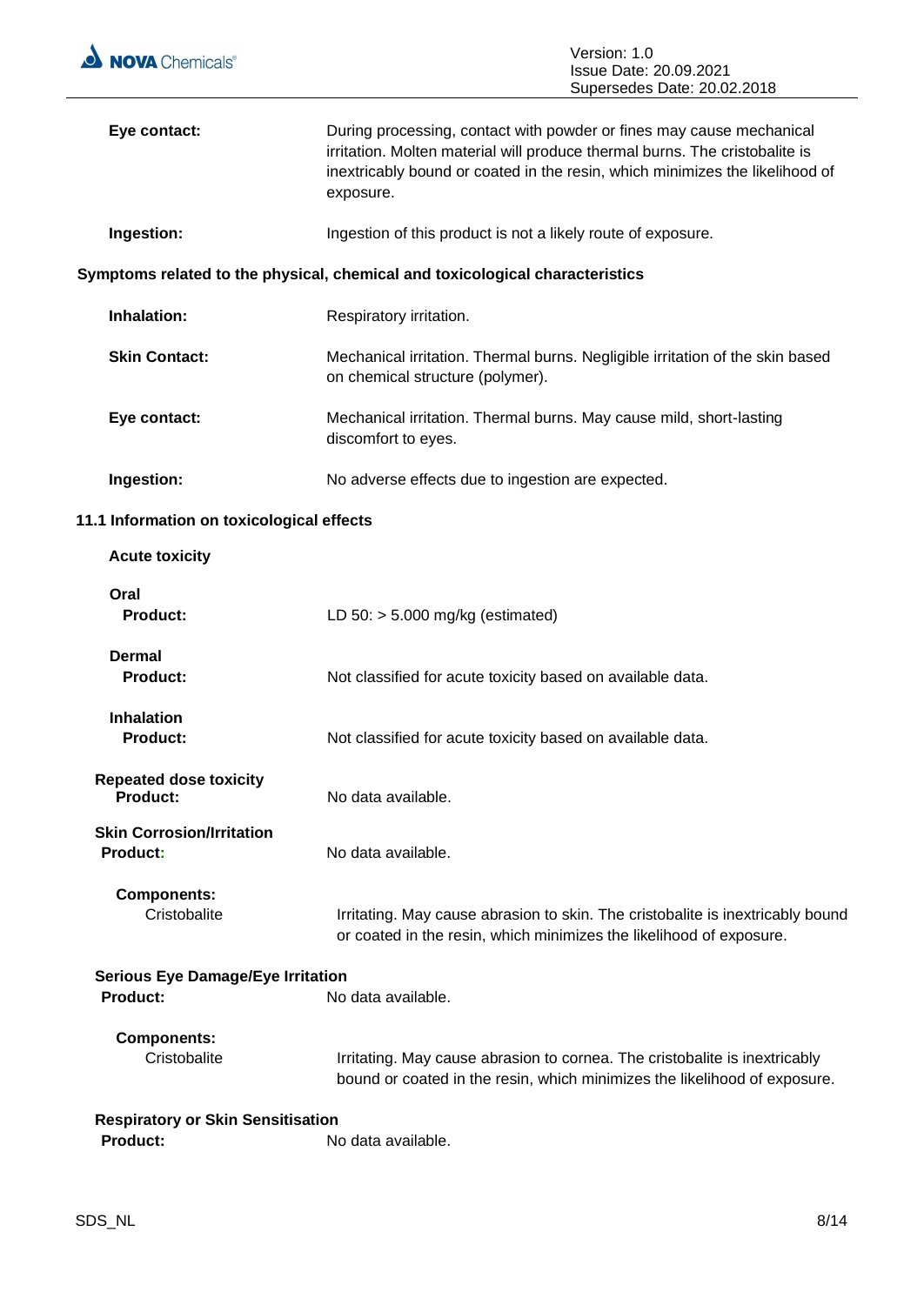**Eye contact:** During processing, contact with powder or fines may cause mechanical irritation. Molten material will produce thermal burns. The cristobalite is inextricably bound or coated in the resin, which minimizes the likelihood of exposure.

**Ingestion:** Ingestion of this product is not a likely route of exposure.

**Symptoms related to the physical, chemical and toxicological characteristics**

**Inhalation:** Respiratory irritation.

**Skin Contact:** Mechanical irritation. Thermal burns. Negligible irritation of the skin based on chemical structure (polymer).

**Eye contact:** Mechanical irritation. Thermal burns. May cause mild, short-lasting discomfort to eyes.

**Ingestion:** No adverse effects due to ingestion are expected.

**11.1 Information on toxicological effects**

**Acute toxicity**

**Oral**
**Product:** LD 50: > 5.000 mg/kg (estimated)

**Dermal**
**Product:** Not classified for acute toxicity based on available data.

**Inhalation**
**Product:** Not classified for acute toxicity based on available data.

**Repeated dose toxicity**
**Product:** No data available.

**Skin Corrosion/Irritation**
**Product:** No data available.

**Components:**
Cristobalite: Irritating. May cause abrasion to skin. The cristobalite is inextricably bound or coated in the resin, which minimizes the likelihood of exposure.

**Serious Eye Damage/Eye Irritation**
**Product:** No data available.

**Components:**
Cristobalite: Irritating. May cause abrasion to cornea. The cristobalite is inextricably bound or coated in the resin, which minimizes the likelihood of exposure.

**Respiratory or Skin Sensitisation**
**Product:** No data available.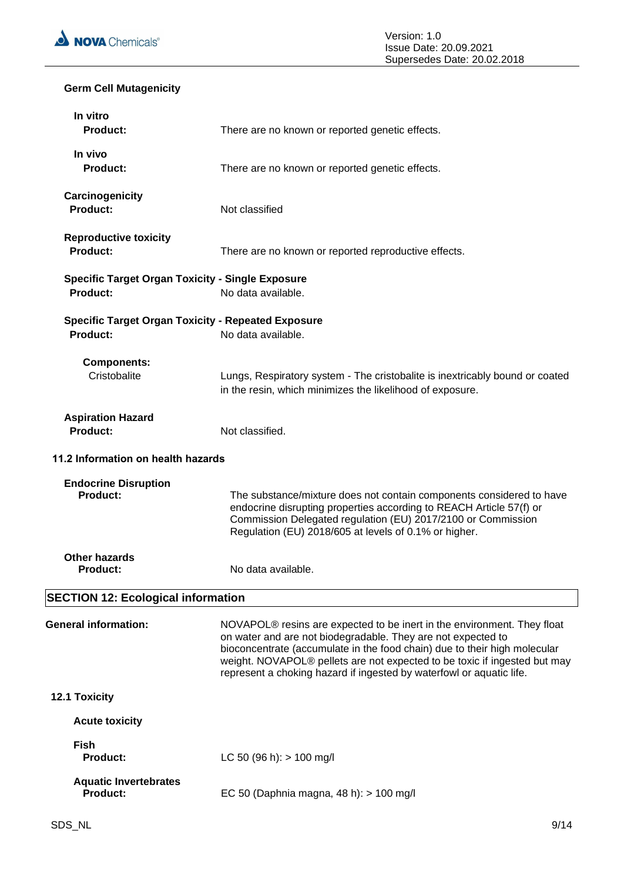**Germ Cell Mutagenicity**

**In vitro**

**Product:** There are no known or reported genetic effects.

**In vivo**

**Product:** There are no known or reported genetic effects.

**Carcinogenicity**

**Product:** Not classified

**Reproductive toxicity**

**Product:** There are no known or reported reproductive effects.

**Specific Target Organ Toxicity - Single Exposure**

**Product:** No data available.

**Specific Target Organ Toxicity - Repeated Exposure**

**Product:** No data available.

**Components:**

Cristobalite: Lungs, Respiratory system - The cristobalite is inextricably bound or coated in the resin, which minimizes the likelihood of exposure.

**Aspiration Hazard**

**Product:** Not classified.

**11.2 Information on health hazards**

**Endocrine Disruption**

**Product:** The substance/mixture does not contain components considered to have endocrine disrupting properties according to REACH Article 57(f) or Commission Delegated regulation (EU) 2017/2100 or Commission Regulation (EU) 2018/605 at levels of 0.1% or higher.

**Other hazards**

**Product:** No data available.

## SECTION 12: Ecological information

**General information:** NOVAPOL® resins are expected to be inert in the environment. They float on water and are not biodegradable. They are not expected to bioconcentrate (accumulate in the food chain) due to their high molecular weight. NOVAPOL® pellets are not expected to be toxic if ingested but may represent a choking hazard if ingested by waterfowl or aquatic life.

**12.1 Toxicity**

**Acute toxicity**

**Fish**

**Product:** LC 50 (96 h): > 100 mg/l

**Aquatic Invertebrates**

**Product:** EC 50 (Daphnia magna, 48 h): > 100 mg/l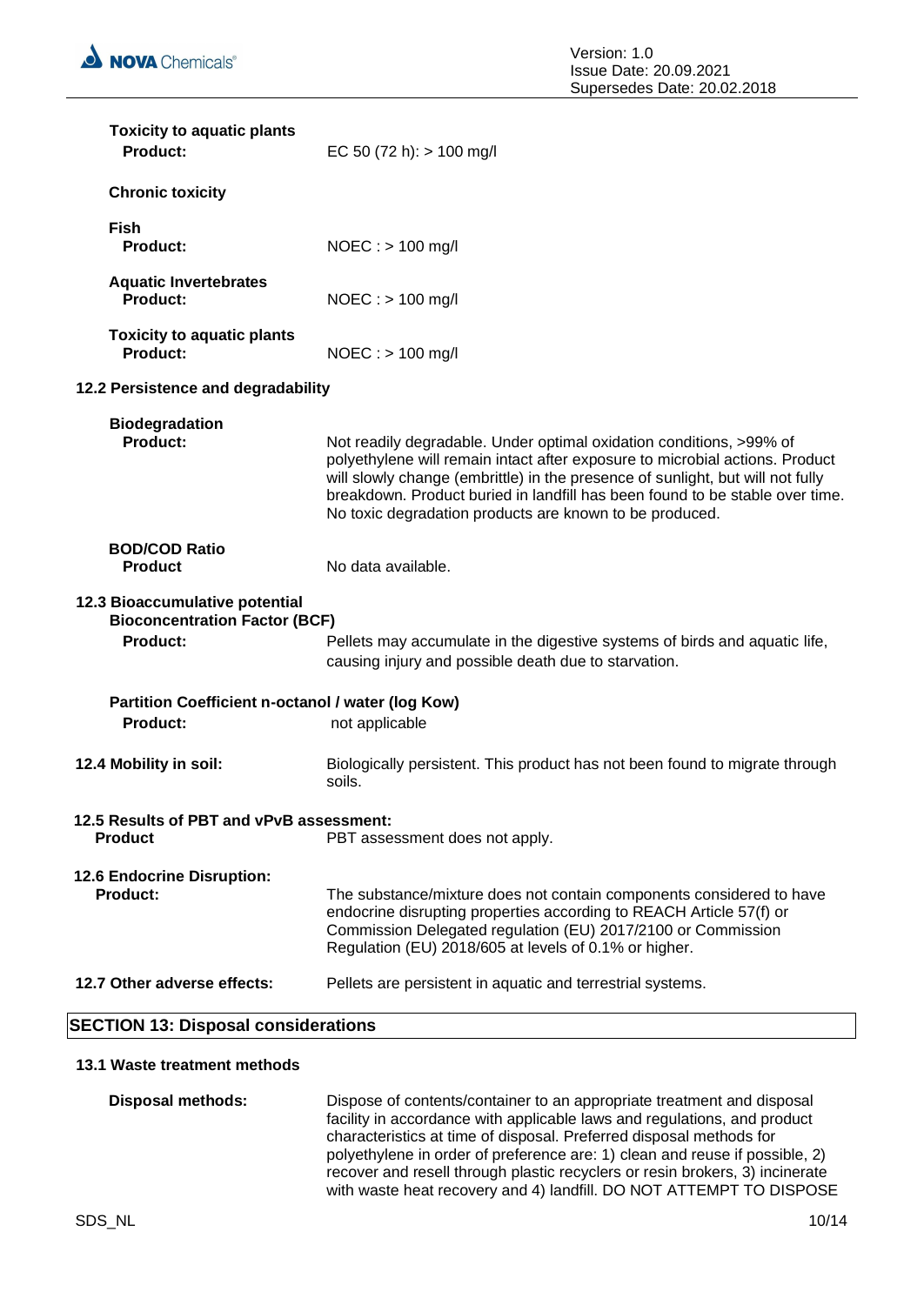**Toxicity to aquatic plants**

**Product:** EC 50 (72 h): > 100 mg/l

**Chronic toxicity**

**Fish**

**Product:** NOEC : > 100 mg/l

**Aquatic Invertebrates**

**Product:** NOEC : > 100 mg/l

**Toxicity to aquatic plants**

**Product:** NOEC : > 100 mg/l

### 12.2 Persistence and degradability

**Biodegradation**

**Product:** Not readily degradable. Under optimal oxidation conditions, >99% of polyethylene will remain intact after exposure to microbial actions. Product will slowly change (embrittle) in the presence of sunlight, but will not fully breakdown. Product buried in landfill has been found to be stable over time. No toxic degradation products are known to be produced.

**BOD/COD Ratio**

**Product** No data available.

### 12.3 Bioaccumulative potential

**Bioconcentration Factor (BCF)**

**Product:** Pellets may accumulate in the digestive systems of birds and aquatic life, causing injury and possible death due to starvation.

**Partition Coefficient n-octanol / water (log Kow)**

**Product:** not applicable

**12.4 Mobility in soil:** Biologically persistent. This product has not been found to migrate through soils.

**12.5 Results of PBT and vPvB assessment:**

**Product** PBT assessment does not apply.

**12.6 Endocrine Disruption:**

**Product:** The substance/mixture does not contain components considered to have endocrine disrupting properties according to REACH Article 57(f) or Commission Delegated regulation (EU) 2017/2100 or Commission Regulation (EU) 2018/605 at levels of 0.1% or higher.

**12.7 Other adverse effects:** Pellets are persistent in aquatic and terrestrial systems.

## SECTION 13: Disposal considerations

### 13.1 Waste treatment methods

**Disposal methods:** Dispose of contents/container to an appropriate treatment and disposal facility in accordance with applicable laws and regulations, and product characteristics at time of disposal. Preferred disposal methods for polyethylene in order of preference are: 1) clean and reuse if possible, 2) recover and resell through plastic recyclers or resin brokers, 3) incinerate with waste heat recovery and 4) landfill. DO NOT ATTEMPT TO DISPOSE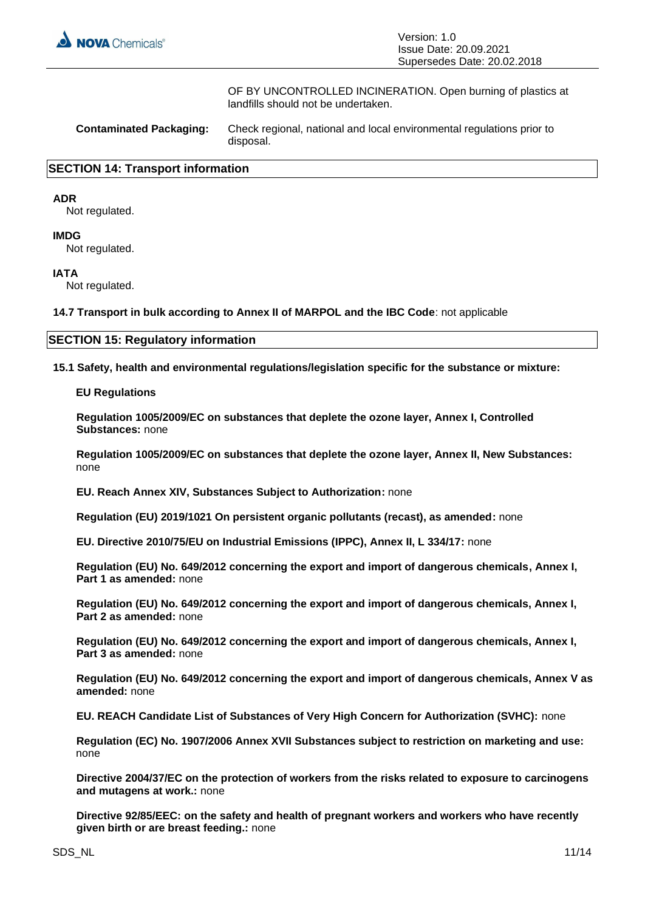OF BY UNCONTROLLED INCINERATION. Open burning of plastics at landfills should not be undertaken.

**Contaminated Packaging:** Check regional, national and local environmental regulations prior to disposal.

## SECTION 14: Transport information

**ADR**
Not regulated.

**IMDG**
Not regulated.

**IATA**
Not regulated.

**14.7 Transport in bulk according to Annex II of MARPOL and the IBC Code**: not applicable

## SECTION 15: Regulatory information

**15.1 Safety, health and environmental regulations/legislation specific for the substance or mixture:**

**EU Regulations**

**Regulation 1005/2009/EC on substances that deplete the ozone layer, Annex I, Controlled Substances:** none

**Regulation 1005/2009/EC on substances that deplete the ozone layer, Annex II, New Substances:** none

**EU. Reach Annex XIV, Substances Subject to Authorization:** none

**Regulation (EU) 2019/1021 On persistent organic pollutants (recast), as amended:** none

**EU. Directive 2010/75/EU on Industrial Emissions (IPPC), Annex II, L 334/17:** none

**Regulation (EU) No. 649/2012 concerning the export and import of dangerous chemicals, Annex I, Part 1 as amended:** none

**Regulation (EU) No. 649/2012 concerning the export and import of dangerous chemicals, Annex I, Part 2 as amended:** none

**Regulation (EU) No. 649/2012 concerning the export and import of dangerous chemicals, Annex I, Part 3 as amended:** none

**Regulation (EU) No. 649/2012 concerning the export and import of dangerous chemicals, Annex V as amended:** none

**EU. REACH Candidate List of Substances of Very High Concern for Authorization (SVHC):** none

**Regulation (EC) No. 1907/2006 Annex XVII Substances subject to restriction on marketing and use:** none

**Directive 2004/37/EC on the protection of workers from the risks related to exposure to carcinogens and mutagens at work.:** none

**Directive 92/85/EEC: on the safety and health of pregnant workers and workers who have recently given birth or are breast feeding.:** none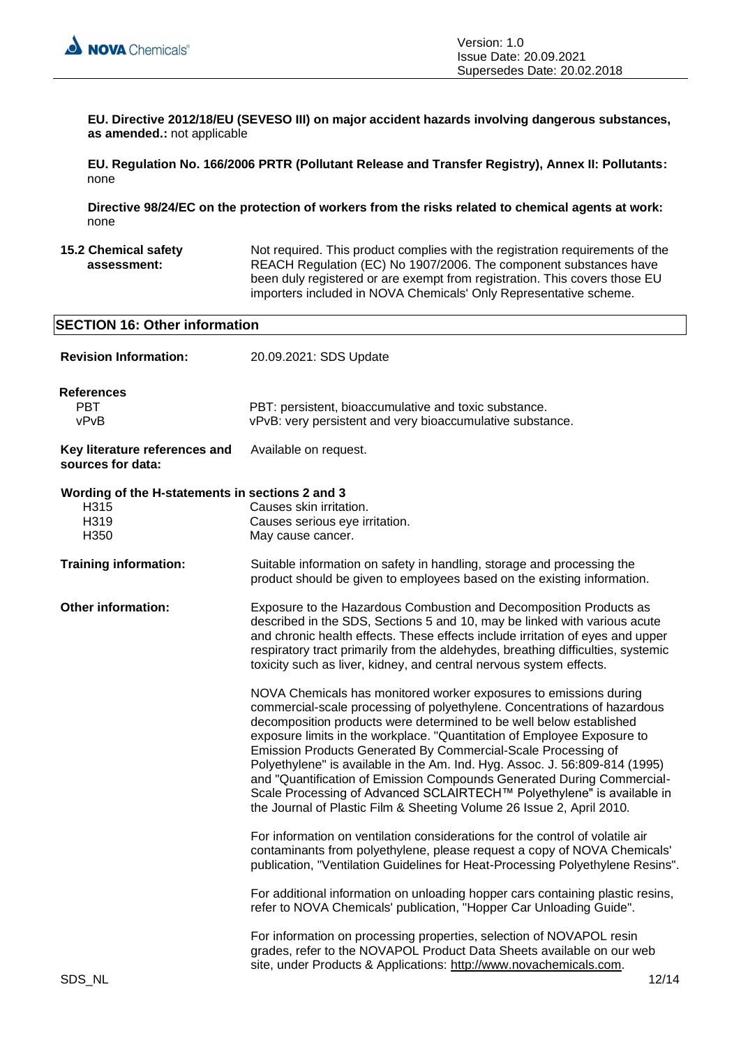**EU. Directive 2012/18/EU (SEVESO III) on major accident hazards involving dangerous substances, as amended.:** not applicable

**EU. Regulation No. 166/2006 PRTR (Pollutant Release and Transfer Registry), Annex II: Pollutants:** none

**Directive 98/24/EC on the protection of workers from the risks related to chemical agents at work:** none

**15.2 Chemical safety assessment:** Not required. This product complies with the registration requirements of the REACH Regulation (EC) No 1907/2006. The component substances have been duly registered or are exempt from registration. This covers those EU importers included in NOVA Chemicals' Only Representative scheme.

## SECTION 16: Other information

**Revision Information:** 20.09.2021: SDS Update

**References**

| | |
|---|---|
| PBT | PBT: persistent, bioaccumulative and toxic substance. |
| vPvB | vPvB: very persistent and very bioaccumulative substance. |

**Key literature references and sources for data:** Available on request.

**Wording of the H-statements in sections 2 and 3**

| | |
|---|---|
| H315 | Causes skin irritation. |
| H319 | Causes serious eye irritation. |
| H350 | May cause cancer. |

**Training information:** Suitable information on safety in handling, storage and processing the product should be given to employees based on the existing information.

**Other information:** Exposure to the Hazardous Combustion and Decomposition Products as described in the SDS, Sections 5 and 10, may be linked with various acute and chronic health effects. These effects include irritation of eyes and upper respiratory tract primarily from the aldehydes, breathing difficulties, systemic toxicity such as liver, kidney, and central nervous system effects.

NOVA Chemicals has monitored worker exposures to emissions during commercial-scale processing of polyethylene. Concentrations of hazardous decomposition products were determined to be well below established exposure limits in the workplace. "Quantitation of Employee Exposure to Emission Products Generated By Commercial-Scale Processing of Polyethylene" is available in the Am. Ind. Hyg. Assoc. J. 56:809-814 (1995) and "Quantification of Emission Compounds Generated During Commercial-Scale Processing of Advanced SCLAIRTECH™ Polyethylene" is available in the Journal of Plastic Film & Sheeting Volume 26 Issue 2, April 2010.

For information on ventilation considerations for the control of volatile air contaminants from polyethylene, please request a copy of NOVA Chemicals' publication, "Ventilation Guidelines for Heat-Processing Polyethylene Resins".

For additional information on unloading hopper cars containing plastic resins, refer to NOVA Chemicals' publication, "Hopper Car Unloading Guide".

For information on processing properties, selection of NOVAPOL resin grades, refer to the NOVAPOL Product Data Sheets available on our web site, under Products & Applications: http://www.novachemicals.com.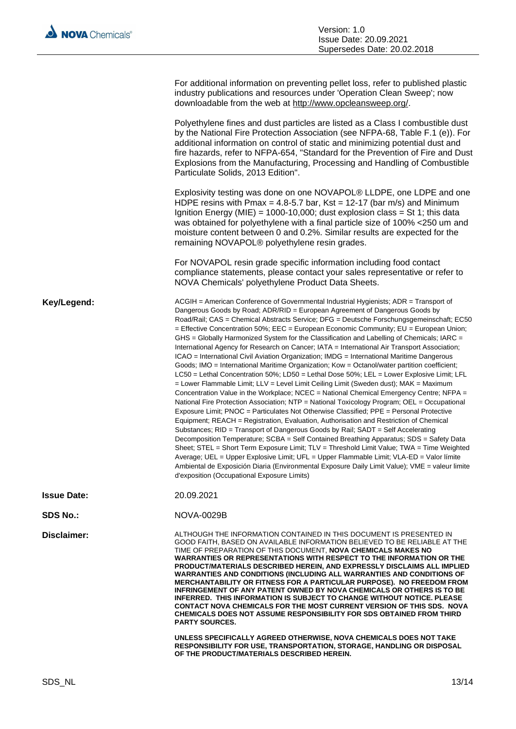For additional information on preventing pellet loss, refer to published plastic industry publications and resources under 'Operation Clean Sweep'; now downloadable from the web at http://www.opcleansweep.org/.

Polyethylene fines and dust particles are listed as a Class I combustible dust by the National Fire Protection Association (see NFPA-68, Table F.1 (e)). For additional information on control of static and minimizing potential dust and fire hazards, refer to NFPA-654, "Standard for the Prevention of Fire and Dust Explosions from the Manufacturing, Processing and Handling of Combustible Particulate Solids, 2013 Edition".

Explosivity testing was done on one NOVAPOL® LLDPE, one LDPE and one HDPE resins with Pmax = 4.8-5.7 bar, Kst = 12-17 (bar m/s) and Minimum Ignition Energy (MIE) = 1000-10,000; dust explosion class = St 1; this data was obtained for polyethylene with a final particle size of 100% <250 um and moisture content between 0 and 0.2%. Similar results are expected for the remaining NOVAPOL® polyethylene resin grades.

For NOVAPOL resin grade specific information including food contact compliance statements, please contact your sales representative or refer to NOVA Chemicals' polyethylene Product Data Sheets.

**Key/Legend:**

ACGIH = American Conference of Governmental Industrial Hygienists; ADR = Transport of Dangerous Goods by Road; ADR/RID = European Agreement of Dangerous Goods by Road/Rail; CAS = Chemical Abstracts Service; DFG = Deutsche Forschungsgemeinschaft; EC50 = Effective Concentration 50%; EEC = European Economic Community; EU = European Union; GHS = Globally Harmonized System for the Classification and Labelling of Chemicals; IARC = International Agency for Research on Cancer; IATA = International Air Transport Association; ICAO = International Civil Aviation Organization; IMDG = International Maritime Dangerous Goods; IMO = International Maritime Organization; Kow = Octanol/water partition coefficient; LC50 = Lethal Concentration 50%; LD50 = Lethal Dose 50%; LEL = Lower Explosive Limit; LFL = Lower Flammable Limit; LLV = Level Limit Ceiling Limit (Sweden dust); MAK = Maximum Concentration Value in the Workplace; NCEC = National Chemical Emergency Centre; NFPA = National Fire Protection Association; NTP = National Toxicology Program; OEL = Occupational Exposure Limit; PNOC = Particulates Not Otherwise Classified; PPE = Personal Protective Equipment; REACH = Registration, Evaluation, Authorisation and Restriction of Chemical Substances; RID = Transport of Dangerous Goods by Rail; SADT = Self Accelerating Decomposition Temperature; SCBA = Self Contained Breathing Apparatus; SDS = Safety Data Sheet; STEL = Short Term Exposure Limit; TLV = Threshold Limit Value; TWA = Time Weighted Average; UEL = Upper Explosive Limit; UFL = Upper Flammable Limit; VLA-ED = Valor límite Ambiental de Exposición Diaria (Environmental Exposure Daily Limit Value); VME = valeur limite d'exposition (Occupational Exposure Limits)

**Issue Date:** 20.09.2021

**SDS No.:** NOVA-0029B

**Disclaimer:**

ALTHOUGH THE INFORMATION CONTAINED IN THIS DOCUMENT IS PRESENTED IN GOOD FAITH, BASED ON AVAILABLE INFORMATION BELIEVED TO BE RELIABLE AT THE TIME OF PREPARATION OF THIS DOCUMENT, **NOVA CHEMICALS MAKES NO WARRANTIES OR REPRESENTATIONS WITH RESPECT TO THE INFORMATION OR THE PRODUCT/MATERIALS DESCRIBED HEREIN, AND EXPRESSLY DISCLAIMS ALL IMPLIED WARRANTIES AND CONDITIONS (INCLUDING ALL WARRANTIES AND CONDITIONS OF MERCHANTABILITY OR FITNESS FOR A PARTICULAR PURPOSE). NO FREEDOM FROM INFRINGEMENT OF ANY PATENT OWNED BY NOVA CHEMICALS OR OTHERS IS TO BE INFERRED. THIS INFORMATION IS SUBJECT TO CHANGE WITHOUT NOTICE. PLEASE CONTACT NOVA CHEMICALS FOR THE MOST CURRENT VERSION OF THIS SDS. NOVA CHEMICALS DOES NOT ASSUME RESPONSIBILITY FOR SDS OBTAINED FROM THIRD PARTY SOURCES.**

**UNLESS SPECIFICALLY AGREED OTHERWISE, NOVA CHEMICALS DOES NOT TAKE RESPONSIBILITY FOR USE, TRANSPORTATION, STORAGE, HANDLING OR DISPOSAL OF THE PRODUCT/MATERIALS DESCRIBED HEREIN.**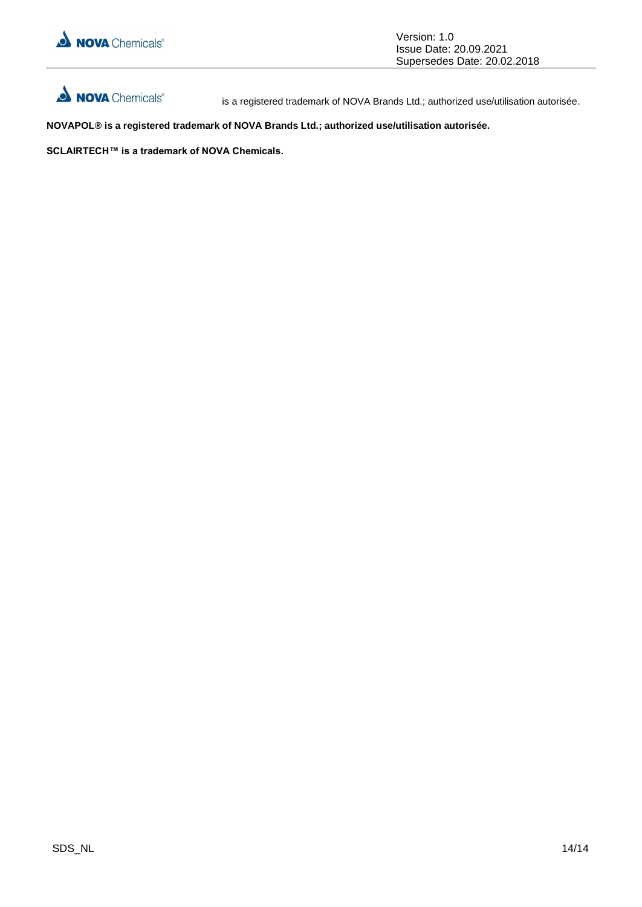NOVA Chemicals® is a registered trademark of NOVA Brands Ltd.; authorized use/utilisation autorisée.

**NOVAPOL® is a registered trademark of NOVA Brands Ltd.; authorized use/utilisation autorisée.**

**SCLAIRTECH™ is a trademark of NOVA Chemicals.**